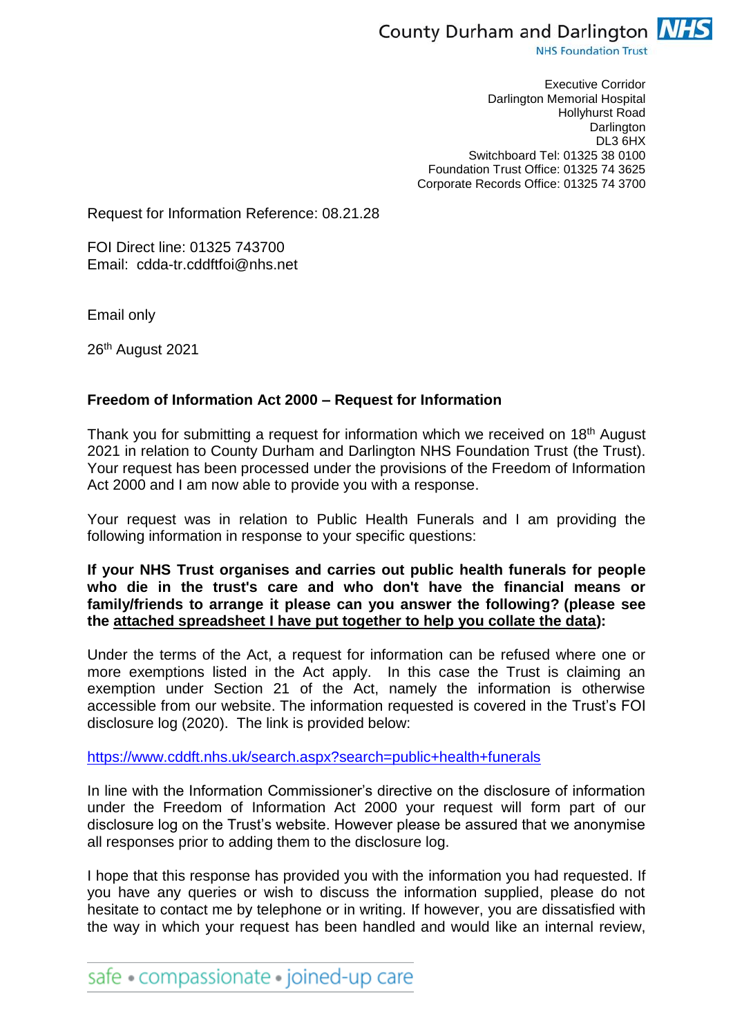County Durham and Darlington **NHS**
NHS Foundation Trust

Executive Corridor
Darlington Memorial Hospital
Hollyhurst Road
Darlington
DL3 6HX
Switchboard Tel: 01325 38 0100
Foundation Trust Office: 01325 74 3625
Corporate Records Office: 01325 74 3700

Request for Information Reference: 08.21.28

FOI Direct line: 01325 743700
Email: cdda-tr.cddftfoi@nhs.net

Email only

26th August 2021

**Freedom of Information Act 2000 – Request for Information**

Thank you for submitting a request for information which we received on 18th August 2021 in relation to County Durham and Darlington NHS Foundation Trust (the Trust). Your request has been processed under the provisions of the Freedom of Information Act 2000 and I am now able to provide you with a response.

Your request was in relation to Public Health Funerals and I am providing the following information in response to your specific questions:

**If your NHS Trust organises and carries out public health funerals for people who die in the trust's care and who don't have the financial means or family/friends to arrange it please can you answer the following? (please see the attached spreadsheet I have put together to help you collate the data):**

Under the terms of the Act, a request for information can be refused where one or more exemptions listed in the Act apply. In this case the Trust is claiming an exemption under Section 21 of the Act, namely the information is otherwise accessible from our website. The information requested is covered in the Trust's FOI disclosure log (2020). The link is provided below:

https://www.cddft.nhs.uk/search.aspx?search=public+health+funerals

In line with the Information Commissioner's directive on the disclosure of information under the Freedom of Information Act 2000 your request will form part of our disclosure log on the Trust's website. However please be assured that we anonymise all responses prior to adding them to the disclosure log.

I hope that this response has provided you with the information you had requested. If you have any queries or wish to discuss the information supplied, please do not hesitate to contact me by telephone or in writing. If however, you are dissatisfied with the way in which your request has been handled and would like an internal review,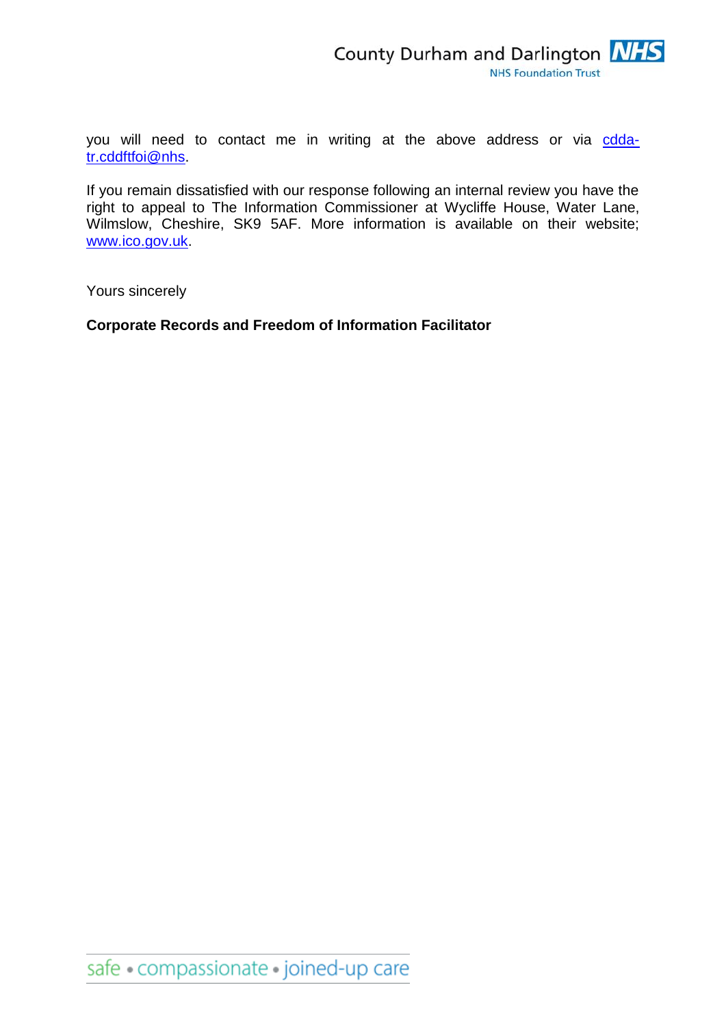you will need to contact me in writing at the above address or via cdda-tr.cddftfoi@nhs.

If you remain dissatisfied with our response following an internal review you have the right to appeal to The Information Commissioner at Wycliffe House, Water Lane, Wilmslow, Cheshire, SK9 5AF. More information is available on their website; www.ico.gov.uk.

Yours sincerely

**Corporate Records and Freedom of Information Facilitator**